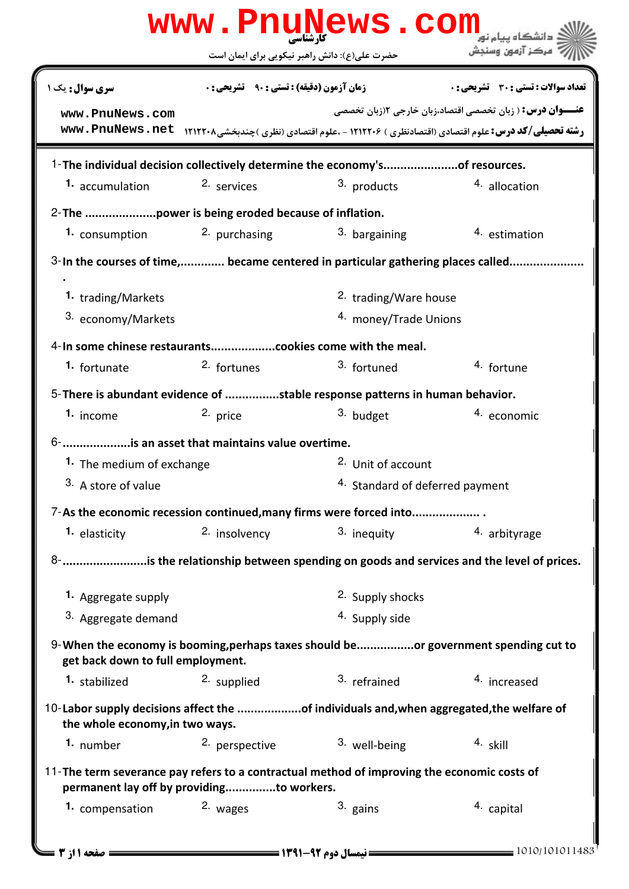**www.PnuNews.com**

کارشناسی

حضرت علی(ع): دانش راهبر نیکویی برای ایمان است

دانشگاه پیام نور
مرکز آزمون وسنجش

**سری سوال:** یک ۱ | **زمان آزمون (دقیقه) : تستی :** ۹۰ **تشریحی :** ۰ | **تعداد سوالات : تستی :** ۳۰ **تشریحی :** ۰

**عنـــوان درس :** ( زبان تخصصی اقتصاد،زبان خارجی ۲(زبان تخصصی

**رشته تحصیلی/کد درس :** علوم اقتصادی (اقتصادنظری ) ۱۲۱۲۲۰۶ - ،علوم اقتصادی (نظری )چندبخشی۱۲۱۲۲۰۸

www.PnuNews.com
www.PnuNews.net

1-**The individual decision collectively determine the economy's....................of resources.**

1. accumulation
2. services
3. products
4. allocation

2-**The ....................power is being eroded because of inflation.**

1. consumption
2. purchasing
3. bargaining
4. estimation

3-**In the courses of time,............. became centered in particular gathering places called.....................**
**.**

1. trading/Markets
2. trading/Ware house
3. economy/Markets
4. money/Trade Unions

4-**In some chinese restaurants..................cookies come with the meal.**

1. fortunate
2. fortunes
3. fortuned
4. fortune

5-**There is abundant evidence of ................stable response patterns in human behavior.**

1. income
2. price
3. budget
4. economic

6-**....................is an asset that maintains value overtime.**

1. The medium of exchange
2. Unit of account
3. A store of value
4. Standard of deferred payment

7-**As the economic recession continued,many firms were forced into.................... .**

1. elasticity
2. insolvency
3. inequity
4. arbityrage

8-**........................is the relationship between spending on goods and services and the level of prices.**

1. Aggregate supply
2. Supply shocks
3. Aggregate demand
4. Supply side

9-**When the economy is booming,perhaps taxes should be................or government spending cut to get back down to full employment.**

1. stabilized
2. supplied
3. refrained
4. increased

10-**Labor supply decisions affect the ..................of individuals and,when aggregated,the welfare of the whole economy,in two ways.**

1. number
2. perspective
3. well-being
4. skill

11-**The term severance pay refers to a contractual method of improving the economic costs of permanent lay off by providing...............to workers.**

1. compensation
2. wages
3. gains
4. capital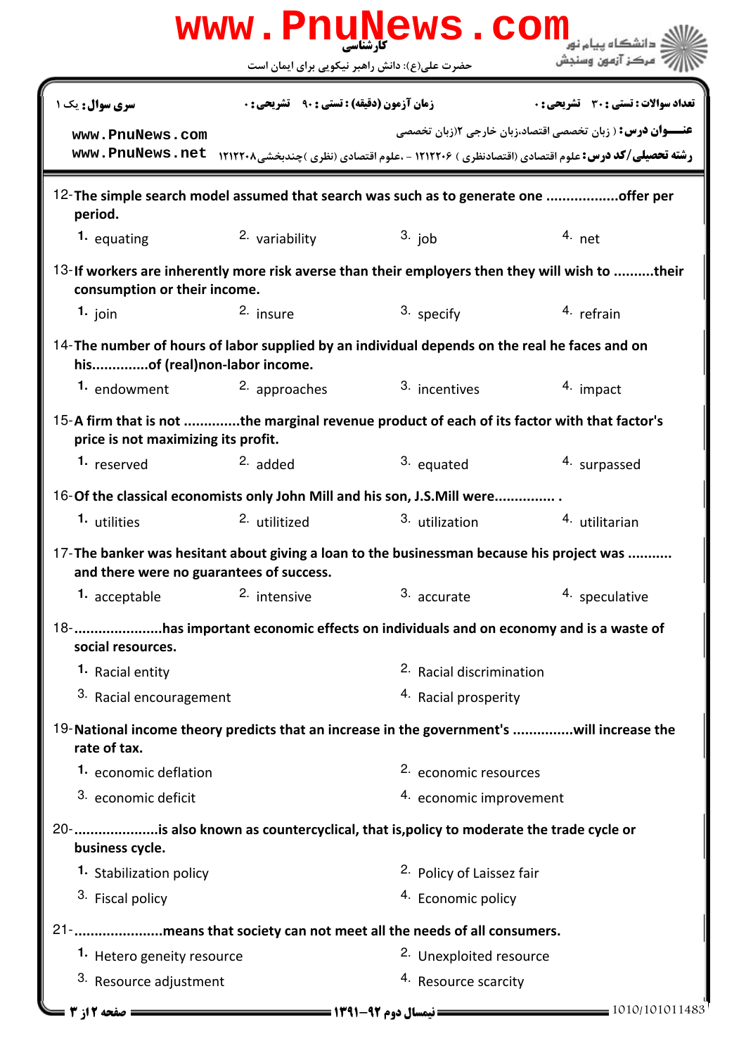کارشناسی

حضرت علی(ع): دانش راهبر نیکویی برای ایمان است

| سری سوال: یک ۱ | زمان آزمون (دقیقه) : تستی : ۹۰ تشریحی : ۰ | تعداد سوالات : تستی : ۳۰ تشریحی : ۰ |
| --- | --- | --- |

**عنـــوان درس :** ( زبان تخصصی اقتصاد،زبان خارجی ۲(زبان تخصصی

**رشته تحصیلی/کد درس :** علوم اقتصادی (اقتصادنظری ) ۱۲۱۲۲۰۶ - ،علوم اقتصادی (نظری )چندبخشی۱۲۱۲۲۰۸

www.PnuNews.com
www.PnuNews.net

12- **The simple search model assumed that search was such as to generate one .................offer per period.**

1. equating
2. variability
3. job
4. net

13- **If workers are inherently more risk averse than their employers then they will wish to ..........their consumption or their income.**

1. join
2. insure
3. specify
4. refrain

14- **The number of hours of labor supplied by an individual depends on the real he faces and on his..............of (real)non-labor income.**

1. endowment
2. approaches
3. incentives
4. impact

15- **A firm that is not .............the marginal revenue product of each of its factor with that factor's price is not maximizing its profit.**

1. reserved
2. added
3. equated
4. surpassed

16- **Of the classical economists only John Mill and his son, J.S.Mill were............... .**

1. utilities
2. utilitized
3. utilization
4. utilitarian

17- **The banker was hesitant about giving a loan to the businessman because his project was .......... and there were no guarantees of success.**

1. acceptable
2. intensive
3. accurate
4. speculative

18- **.....................has important economic effects on individuals and on economy and is a waste of social resources.**

1. Racial entity
2. Racial discrimination
3. Racial encouragement
4. Racial prosperity

19- **National income theory predicts that an increase in the government's ..............will increase the rate of tax.**

1. economic deflation
2. economic resources
3. economic deficit
4. economic improvement

20- **....................is also known as countercyclical, that is,policy to moderate the trade cycle or business cycle.**

1. Stabilization policy
2. Policy of Laissez fair
3. Fiscal policy
4. Economic policy

21- **.....................means that society can not meet all the needs of all consumers.**

1. Hetero geneity resource
2. Unexploited resource
3. Resource adjustment
4. Resource scarcity

نیمسال دوم ۹۲-۱۳۹۱

1010/101011483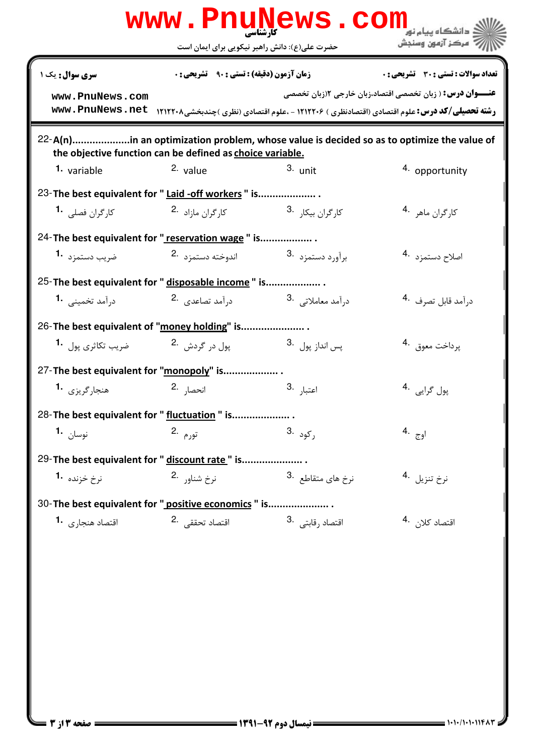22-A(n)..................in an optimization problem, whose value is decided so as to optimize the value of the objective function can be defined as choice variable.

1. variable
2. value
3. unit
4. opportunity

23-The best equivalent for " Laid -off workers " is................... .

1. کارگران فصلی
2. کارگران مازاد
3. کارگران بیکار
4. کارگران ماهر

24-The best equivalent for " reservation wage " is................. .

1. ضریب دستمزد
2. اندوخته دستمزد
3. برآورد دستمزد
4. اصلاح دستمزد

25-The best equivalent for " disposable income " is.................. .

1. درآمد تخمینی
2. درآمد تصاعدی
3. درآمد معاملاتی
4. درآمد قابل تصرف

26-The best equivalent of "money holding" is..................... .

1. ضریب تکاثری پول
2. پول در گردش
3. پس انداز پول
4. پرداخت معوق

27-The best equivalent for "monopoly" is.................. .

1. هنجارگریزی
2. انحصار
3. اعتبار
4. پول گرایی

28-The best equivalent for " fluctuation " is................... .

1. نوسان
2. تورم
3. رکود
4. اوج

29-The best equivalent for " discount rate " is.................... .

1. نرخ خزنده
2. نرخ شناور
3. نرخ های متقاطع
4. نرخ تنزیل

30-The best equivalent for " positive economics " is.................... .

1. اقتصاد هنجاری
2. اقتصاد تحققی
3. اقتصاد رقابتی
4. اقتصاد کلان